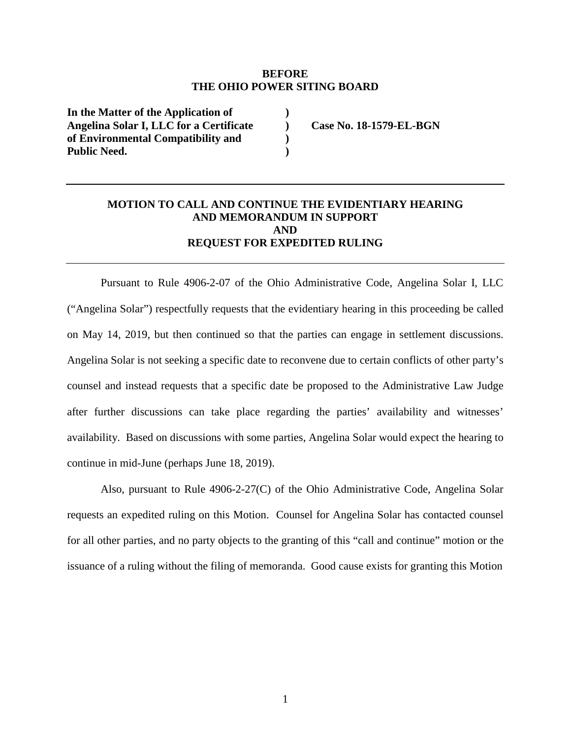**BEFORE**
**THE OHIO POWER SITING BOARD**

| | | |
|---|---|---|
| **In the Matter of the Application of Angelina Solar I, LLC for a Certificate of Environmental Compatibility and Public Need.** | **)** **)** **)** **)** | **Case No. 18-1579-EL-BGN** |

---

**MOTION TO CALL AND CONTINUE THE EVIDENTIARY HEARING AND MEMORANDUM IN SUPPORT AND REQUEST FOR EXPEDITED RULING**

---

Pursuant to Rule 4906-2-07 of the Ohio Administrative Code, Angelina Solar I, LLC ("Angelina Solar") respectfully requests that the evidentiary hearing in this proceeding be called on May 14, 2019, but then continued so that the parties can engage in settlement discussions. Angelina Solar is not seeking a specific date to reconvene due to certain conflicts of other party's counsel and instead requests that a specific date be proposed to the Administrative Law Judge after further discussions can take place regarding the parties' availability and witnesses' availability. Based on discussions with some parties, Angelina Solar would expect the hearing to continue in mid-June (perhaps June 18, 2019).

Also, pursuant to Rule 4906-2-27(C) of the Ohio Administrative Code, Angelina Solar requests an expedited ruling on this Motion. Counsel for Angelina Solar has contacted counsel for all other parties, and no party objects to the granting of this "call and continue" motion or the issuance of a ruling without the filing of memoranda. Good cause exists for granting this Motion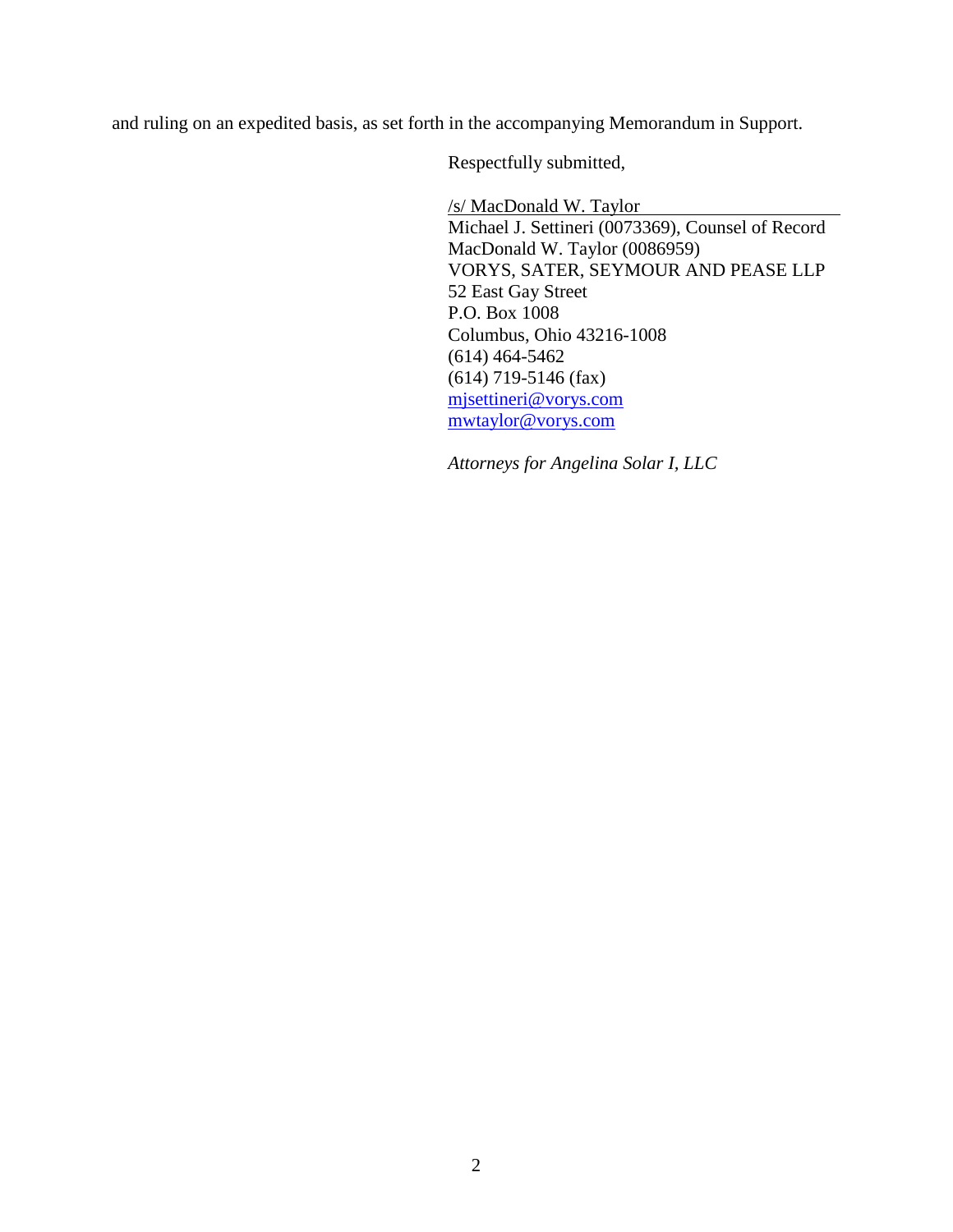and ruling on an expedited basis, as set forth in the accompanying Memorandum in Support.

Respectfully submitted,

/s/ MacDonald W. Taylor
Michael J. Settineri (0073369), Counsel of Record
MacDonald W. Taylor (0086959)
VORYS, SATER, SEYMOUR AND PEASE LLP
52 East Gay Street
P.O. Box 1008
Columbus, Ohio 43216-1008
(614) 464-5462
(614) 719-5146 (fax)
mjsettineri@vorys.com
mwtaylor@vorys.com

*Attorneys for Angelina Solar I, LLC*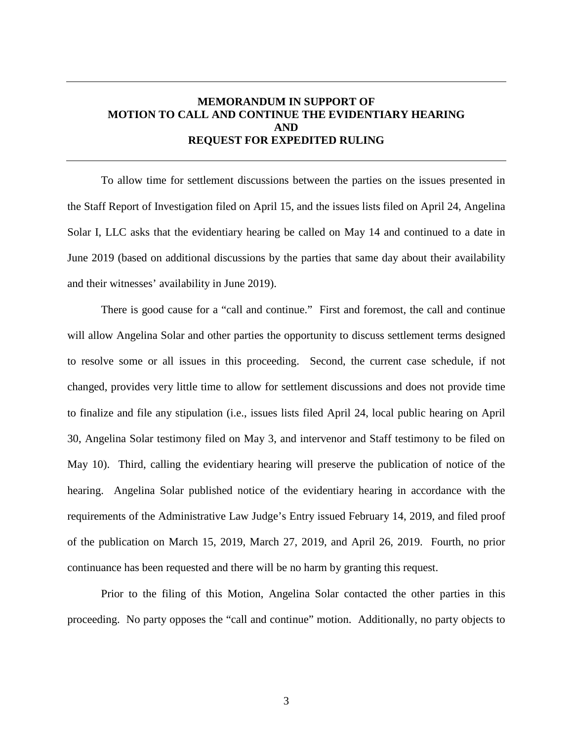## MEMORANDUM IN SUPPORT OF MOTION TO CALL AND CONTINUE THE EVIDENTIARY HEARING AND REQUEST FOR EXPEDITED RULING

To allow time for settlement discussions between the parties on the issues presented in the Staff Report of Investigation filed on April 15, and the issues lists filed on April 24, Angelina Solar I, LLC asks that the evidentiary hearing be called on May 14 and continued to a date in June 2019 (based on additional discussions by the parties that same day about their availability and their witnesses' availability in June 2019).

There is good cause for a "call and continue." First and foremost, the call and continue will allow Angelina Solar and other parties the opportunity to discuss settlement terms designed to resolve some or all issues in this proceeding. Second, the current case schedule, if not changed, provides very little time to allow for settlement discussions and does not provide time to finalize and file any stipulation (i.e., issues lists filed April 24, local public hearing on April 30, Angelina Solar testimony filed on May 3, and intervenor and Staff testimony to be filed on May 10). Third, calling the evidentiary hearing will preserve the publication of notice of the hearing. Angelina Solar published notice of the evidentiary hearing in accordance with the requirements of the Administrative Law Judge's Entry issued February 14, 2019, and filed proof of the publication on March 15, 2019, March 27, 2019, and April 26, 2019. Fourth, no prior continuance has been requested and there will be no harm by granting this request.

Prior to the filing of this Motion, Angelina Solar contacted the other parties in this proceeding. No party opposes the "call and continue" motion. Additionally, no party objects to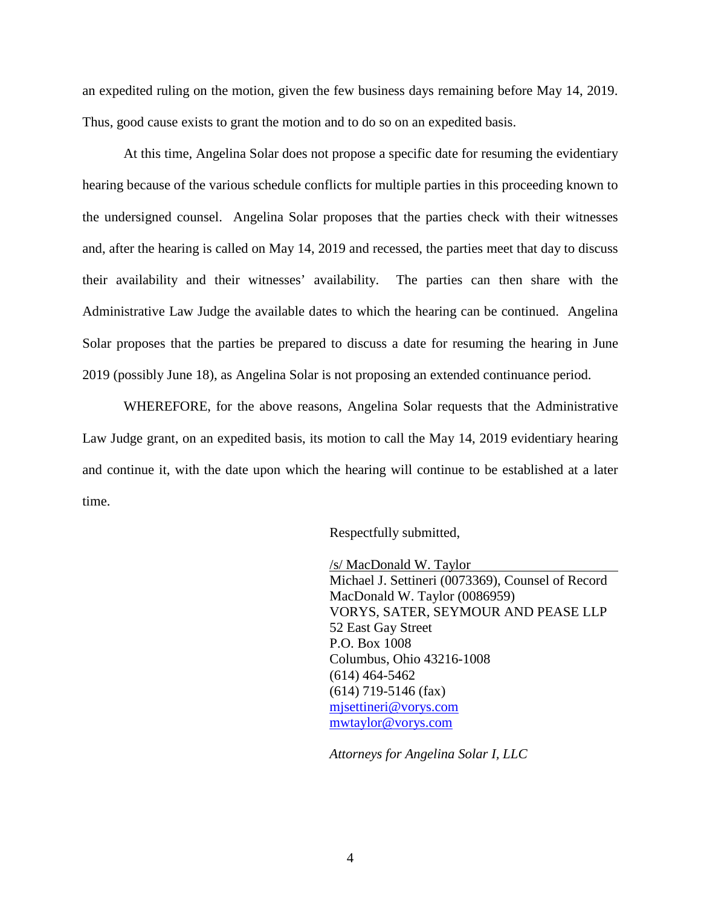an expedited ruling on the motion, given the few business days remaining before May 14, 2019. Thus, good cause exists to grant the motion and to do so on an expedited basis.

At this time, Angelina Solar does not propose a specific date for resuming the evidentiary hearing because of the various schedule conflicts for multiple parties in this proceeding known to the undersigned counsel. Angelina Solar proposes that the parties check with their witnesses and, after the hearing is called on May 14, 2019 and recessed, the parties meet that day to discuss their availability and their witnesses' availability. The parties can then share with the Administrative Law Judge the available dates to which the hearing can be continued. Angelina Solar proposes that the parties be prepared to discuss a date for resuming the hearing in June 2019 (possibly June 18), as Angelina Solar is not proposing an extended continuance period.

WHEREFORE, for the above reasons, Angelina Solar requests that the Administrative Law Judge grant, on an expedited basis, its motion to call the May 14, 2019 evidentiary hearing and continue it, with the date upon which the hearing will continue to be established at a later time.

Respectfully submitted,

/s/ MacDonald W. Taylor
Michael J. Settineri (0073369), Counsel of Record
MacDonald W. Taylor (0086959)
VORYS, SATER, SEYMOUR AND PEASE LLP
52 East Gay Street
P.O. Box 1008
Columbus, Ohio 43216-1008
(614) 464-5462
(614) 719-5146 (fax)
mjsettineri@vorys.com
mwtaylor@vorys.com

*Attorneys for Angelina Solar I, LLC*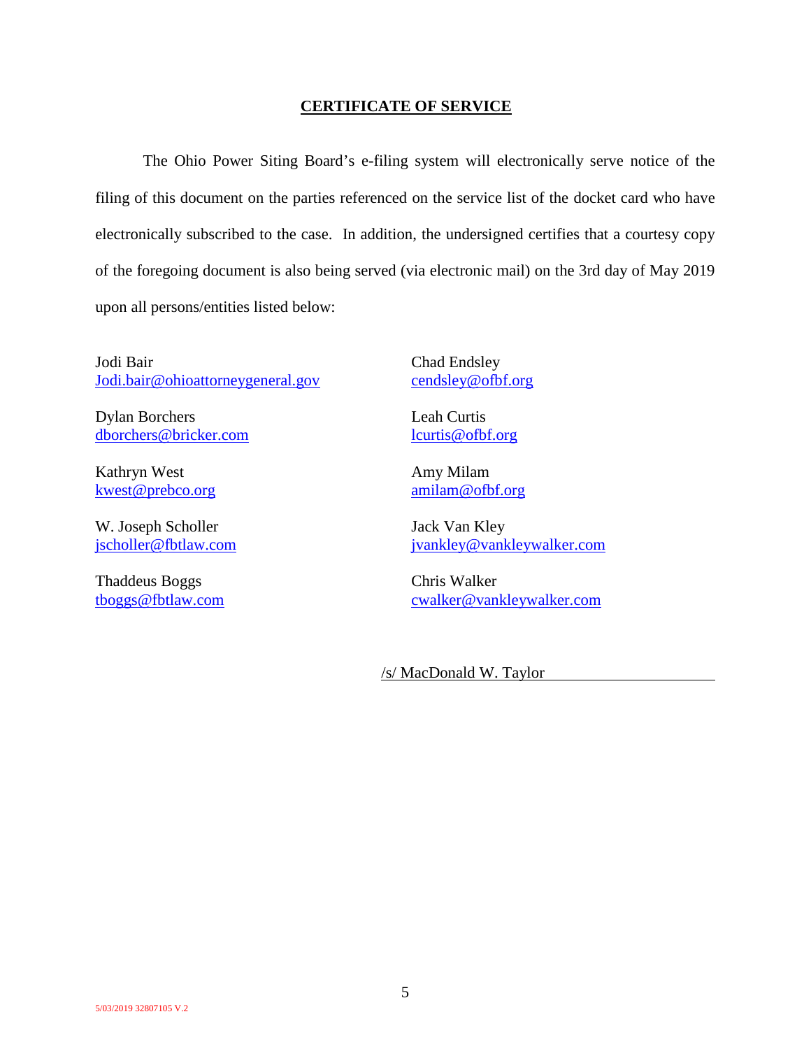## CERTIFICATE OF SERVICE

The Ohio Power Siting Board's e-filing system will electronically serve notice of the filing of this document on the parties referenced on the service list of the docket card who have electronically subscribed to the case. In addition, the undersigned certifies that a courtesy copy of the foregoing document is also being served (via electronic mail) on the 3rd day of May 2019 upon all persons/entities listed below:

Jodi Bair
Jodi.bair@ohioattorneygeneral.gov

Dylan Borchers
dborchers@bricker.com

Kathryn West
kwest@prebco.org

W. Joseph Scholler
jscholler@fbtlaw.com

Thaddeus Boggs
tboggs@fbtlaw.com

Chad Endsley
cendsley@ofbf.org

Leah Curtis
lcurtis@ofbf.org

Amy Milam
amilam@ofbf.org

Jack Van Kley
jvankley@vankleywalker.com

Chris Walker
cwalker@vankleywalker.com

/s/ MacDonald W. Taylor

5/03/2019 32807105 V.2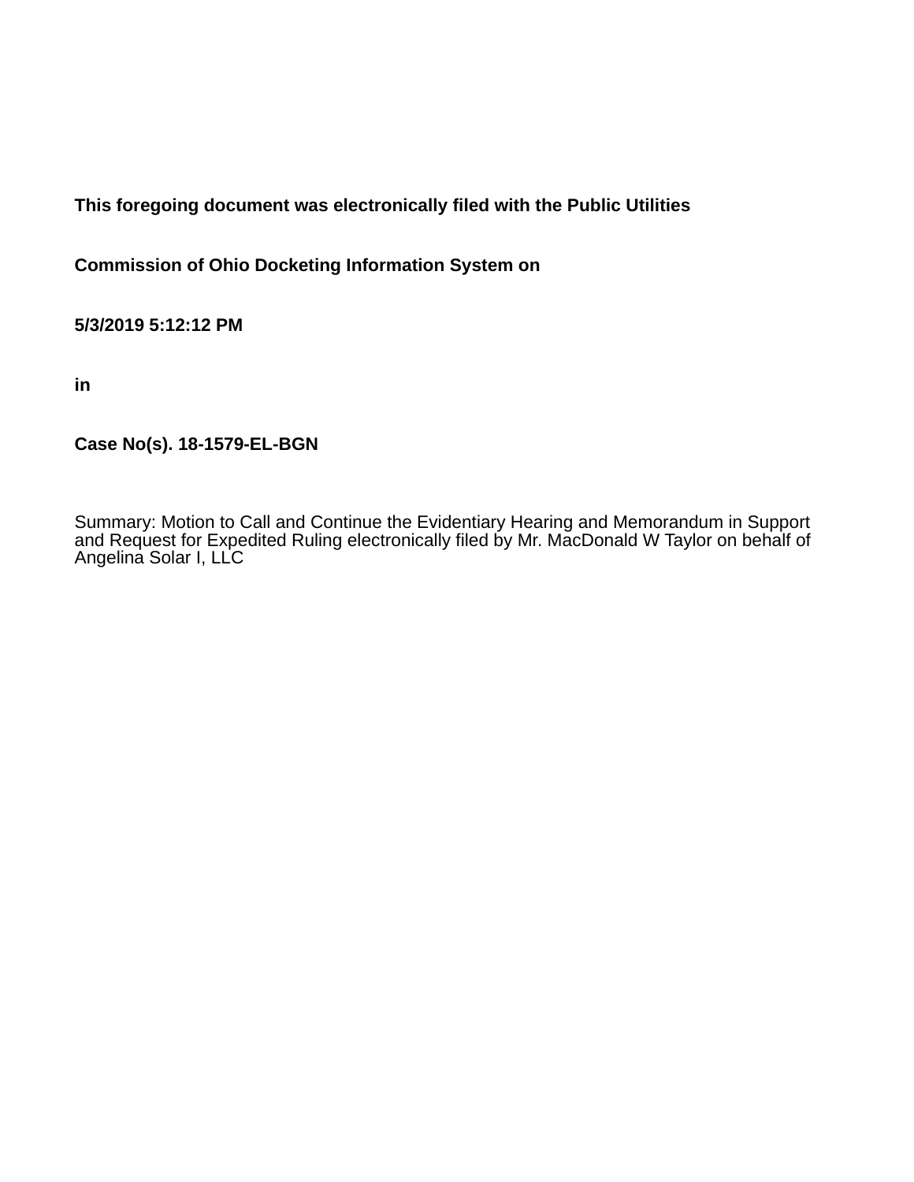**This foregoing document was electronically filed with the Public Utilities**

**Commission of Ohio Docketing Information System on**

**5/3/2019 5:12:12 PM**

**in**

**Case No(s). 18-1579-EL-BGN**

Summary: Motion to Call and Continue the Evidentiary Hearing and Memorandum in Support and Request for Expedited Ruling electronically filed by Mr. MacDonald W Taylor on behalf of Angelina Solar I, LLC